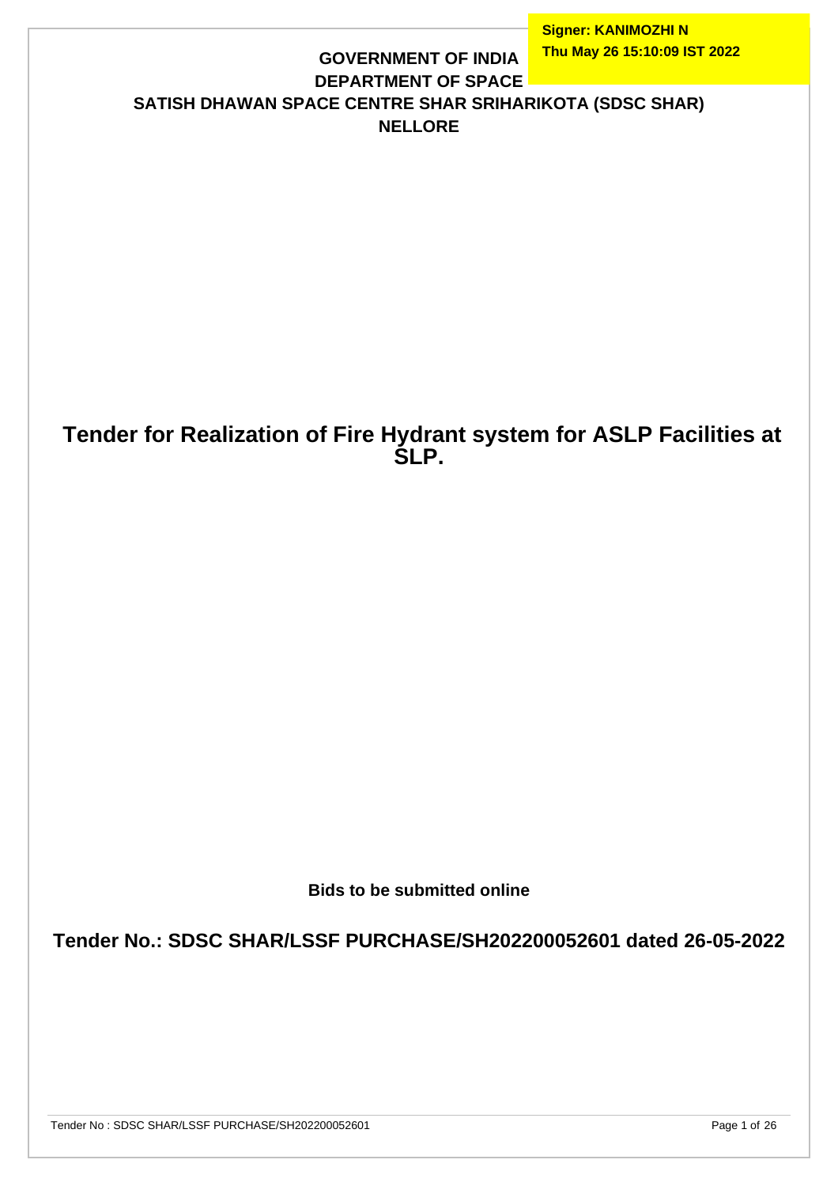Signer: KANIMOZHI N
Thu May 26 15:10:09 IST 2022

**GOVERNMENT OF INDIA**
**DEPARTMENT OF SPACE**
**SATISH DHAWAN SPACE CENTRE SHAR SRIHARIKOTA (SDSC SHAR)**
**NELLORE**

# Tender for Realization of Fire Hydrant system for ASLP Facilities at SLP.

**Bids to be submitted online**

## Tender No.: SDSC SHAR/LSSF PURCHASE/SH202200052601 dated 26-05-2022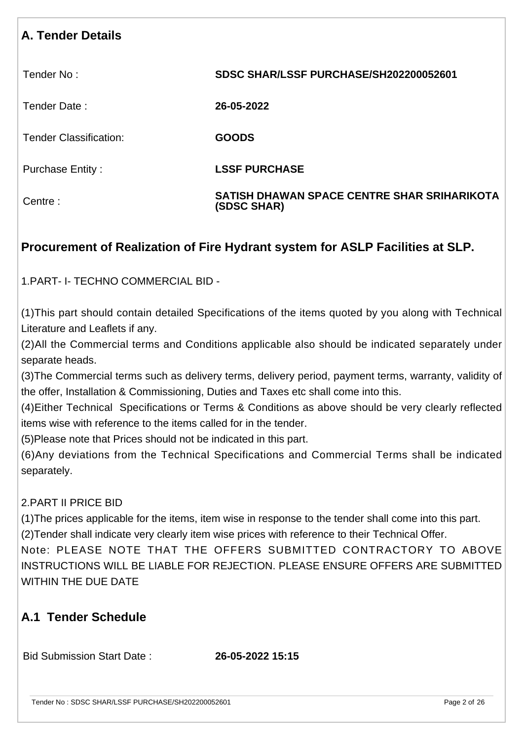## A. Tender Details

| | |
|---|---|
| Tender No : | **SDSC SHAR/LSSF PURCHASE/SH202200052601** |
| Tender Date : | **26-05-2022** |
| Tender Classification: | **GOODS** |
| Purchase Entity : | **LSSF PURCHASE** |
| Centre : | **SATISH DHAWAN SPACE CENTRE SHAR SRIHARIKOTA (SDSC SHAR)** |

### Procurement of Realization of Fire Hydrant system for ASLP Facilities at SLP.

1.PART- I- TECHNO COMMERCIAL BID -

(1)This part should contain detailed Specifications of the items quoted by you along with Technical Literature and Leaflets if any.
(2)All the Commercial terms and Conditions applicable also should be indicated separately under separate heads.
(3)The Commercial terms such as delivery terms, delivery period, payment terms, warranty, validity of the offer, Installation & Commissioning, Duties and Taxes etc shall come into this.
(4)Either Technical Specifications or Terms & Conditions as above should be very clearly reflected items wise with reference to the items called for in the tender.
(5)Please note that Prices should not be indicated in this part.
(6)Any deviations from the Technical Specifications and Commercial Terms shall be indicated separately.

2.PART II PRICE BID
(1)The prices applicable for the items, item wise in response to the tender shall come into this part.
(2)Tender shall indicate very clearly item wise prices with reference to their Technical Offer.
Note: PLEASE NOTE THAT THE OFFERS SUBMITTED CONTRACTORY TO ABOVE INSTRUCTIONS WILL BE LIABLE FOR REJECTION. PLEASE ENSURE OFFERS ARE SUBMITTED WITHIN THE DUE DATE

## A.1 Tender Schedule

| | |
|---|---|
| Bid Submission Start Date : | **26-05-2022 15:15** |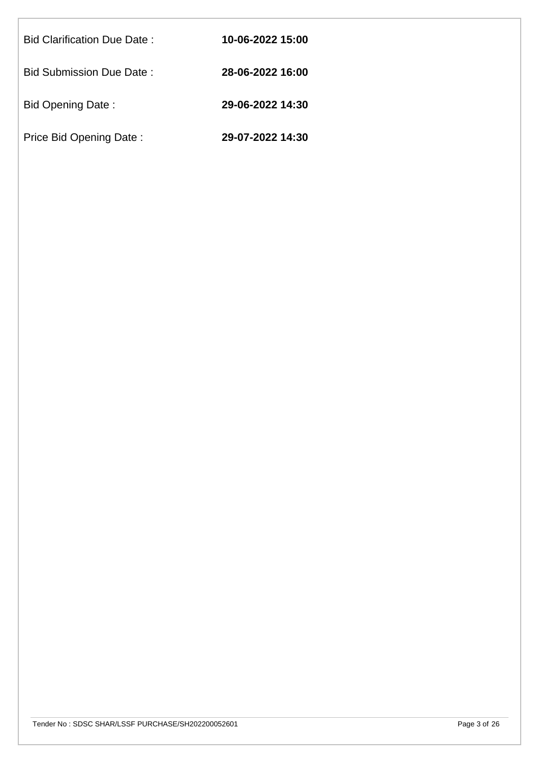Bid Clarification Due Date : **10-06-2022 15:00**

Bid Submission Due Date : **28-06-2022 16:00**

Bid Opening Date : **29-06-2022 14:30**

Price Bid Opening Date : **29-07-2022 14:30**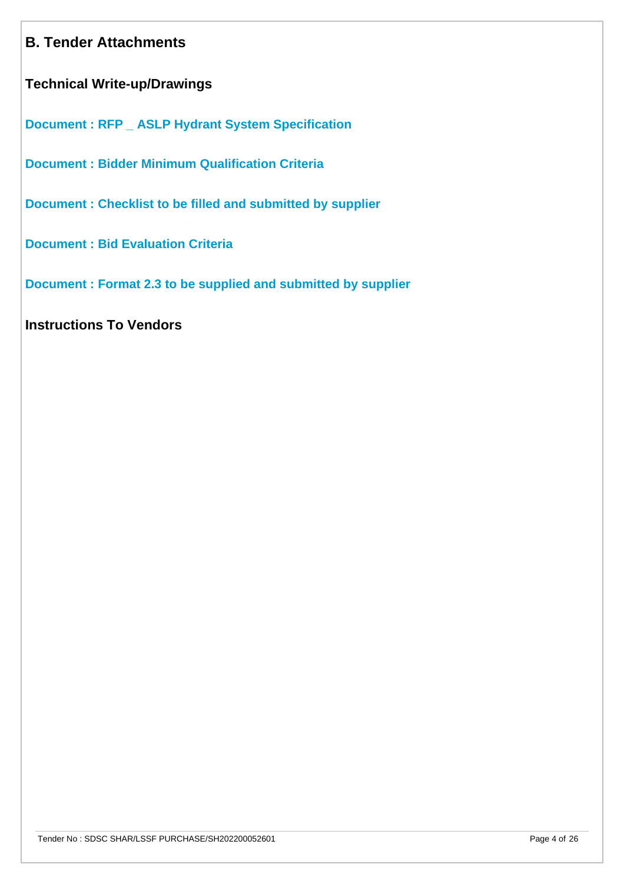## B. Tender Attachments

### Technical Write-up/Drawings

**Document : RFP _ ASLP Hydrant System Specification**

**Document : Bidder Minimum Qualification Criteria**

**Document : Checklist to be filled and submitted by supplier**

**Document : Bid Evaluation Criteria**

**Document : Format 2.3 to be supplied and submitted by supplier**

### Instructions To Vendors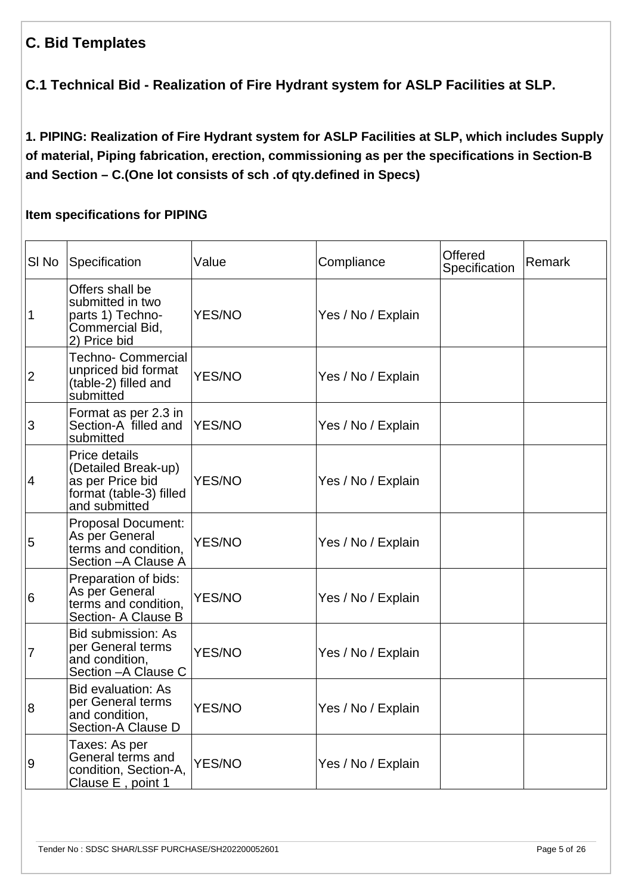## C. Bid Templates

### C.1 Technical Bid - Realization of Fire Hydrant system for ASLP Facilities at SLP.

**1. PIPING: Realization of Fire Hydrant system for ASLP Facilities at SLP, which includes Supply of material, Piping fabrication, erection, commissioning as per the specifications in Section-B and Section – C.(One lot consists of sch .of qty.defined in Specs)**

**Item specifications for PIPING**

| Sl No | Specification | Value | Compliance | Offered Specification | Remark |
|---|---|---|---|---|---|
| 1 | Offers shall be submitted in two parts 1) Techno-Commercial Bid, 2) Price bid | YES/NO | Yes / No / Explain | | |
| 2 | Techno- Commercial unpriced bid format (table-2) filled and submitted | YES/NO | Yes / No / Explain | | |
| 3 | Format as per 2.3 in Section-A filled and submitted | YES/NO | Yes / No / Explain | | |
| 4 | Price details (Detailed Break-up) as per Price bid format (table-3) filled and submitted | YES/NO | Yes / No / Explain | | |
| 5 | Proposal Document: As per General terms and condition, Section –A Clause A | YES/NO | Yes / No / Explain | | |
| 6 | Preparation of bids: As per General terms and condition, Section- A Clause B | YES/NO | Yes / No / Explain | | |
| 7 | Bid submission: As per General terms and condition, Section –A Clause C | YES/NO | Yes / No / Explain | | |
| 8 | Bid evaluation: As per General terms and condition, Section-A Clause D | YES/NO | Yes / No / Explain | | |
| 9 | Taxes: As per General terms and condition, Section-A, Clause E , point 1 | YES/NO | Yes / No / Explain | | |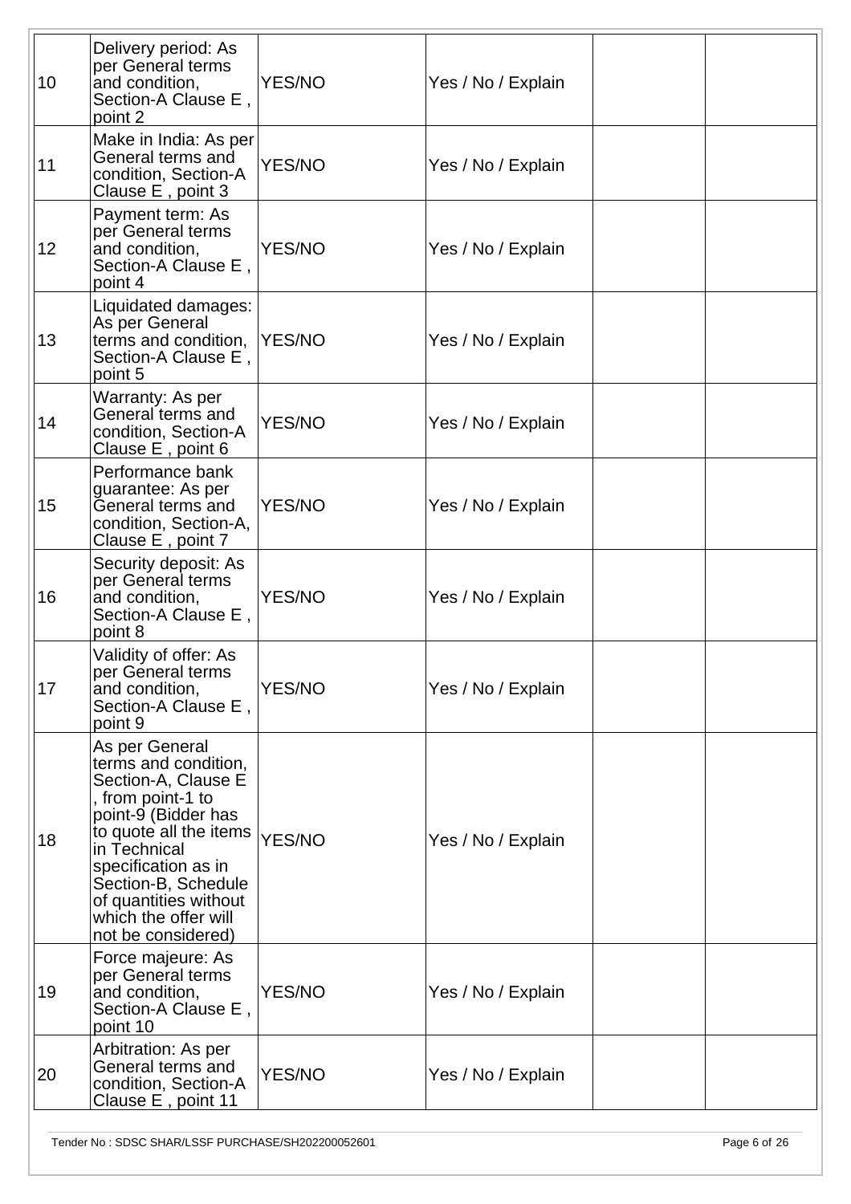| | | | | | |
|---|---|---|---|---|---|
| 10 | Delivery period: As per General terms and condition, Section-A Clause E , point 2 | YES/NO | Yes / No / Explain | | |
| 11 | Make in India: As per General terms and condition, Section-A Clause E , point 3 | YES/NO | Yes / No / Explain | | |
| 12 | Payment term: As per General terms and condition, Section-A Clause E , point 4 | YES/NO | Yes / No / Explain | | |
| 13 | Liquidated damages: As per General terms and condition, Section-A Clause E , point 5 | YES/NO | Yes / No / Explain | | |
| 14 | Warranty: As per General terms and condition, Section-A Clause E , point 6 | YES/NO | Yes / No / Explain | | |
| 15 | Performance bank guarantee: As per General terms and condition, Section-A, Clause E , point 7 | YES/NO | Yes / No / Explain | | |
| 16 | Security deposit: As per General terms and condition, Section-A Clause E , point 8 | YES/NO | Yes / No / Explain | | |
| 17 | Validity of offer: As per General terms and condition, Section-A Clause E , point 9 | YES/NO | Yes / No / Explain | | |
| 18 | As per General terms and condition, Section-A, Clause E , from point-1 to point-9 (Bidder has to quote all the items in Technical specification as in Section-B, Schedule of quantities without which the offer will not be considered) | YES/NO | Yes / No / Explain | | |
| 19 | Force majeure: As per General terms and condition, Section-A Clause E , point 10 | YES/NO | Yes / No / Explain | | |
| 20 | Arbitration: As per General terms and condition, Section-A Clause E , point 11 | YES/NO | Yes / No / Explain | | |

Tender No : SDSC SHAR/LSSF PURCHASE/SH202200052601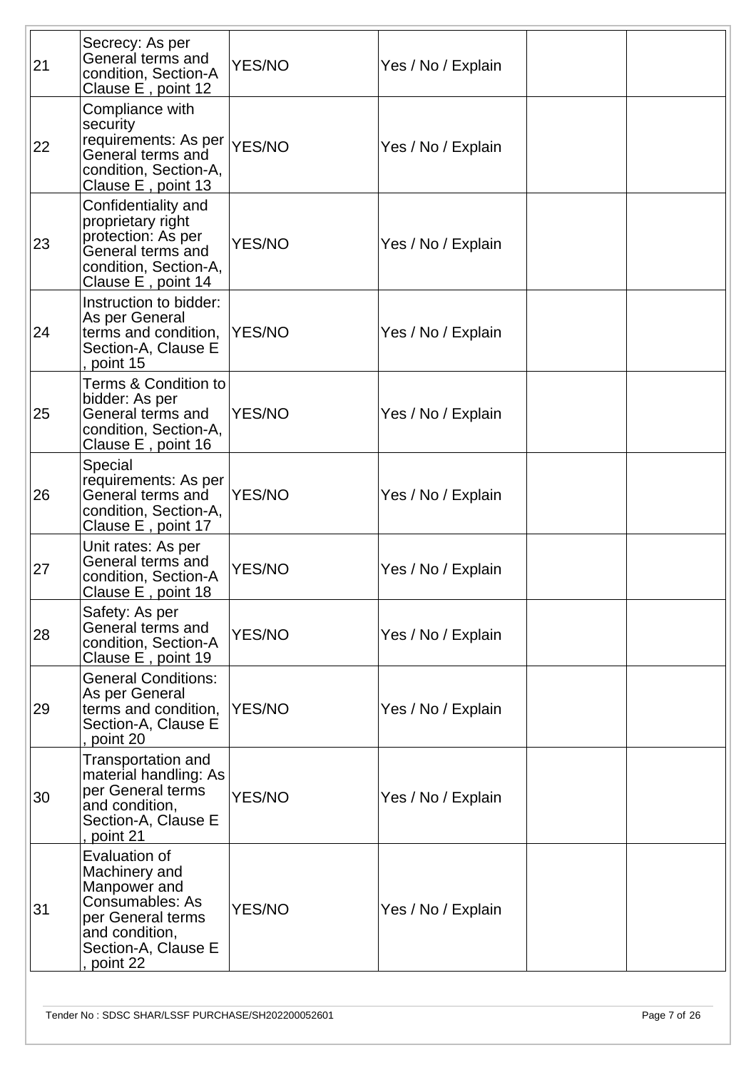| | | | | | |
|---|---|---|---|---|---|
| 21 | Secrecy: As per General terms and condition, Section-A Clause E , point 12 | YES/NO | Yes / No / Explain | | |
| 22 | Compliance with security requirements: As per General terms and condition, Section-A, Clause E , point 13 | YES/NO | Yes / No / Explain | | |
| 23 | Confidentiality and proprietary right protection: As per General terms and condition, Section-A, Clause E , point 14 | YES/NO | Yes / No / Explain | | |
| 24 | Instruction to bidder: As per General terms and condition, Section-A, Clause E , point 15 | YES/NO | Yes / No / Explain | | |
| 25 | Terms & Condition to bidder: As per General terms and condition, Section-A, Clause E , point 16 | YES/NO | Yes / No / Explain | | |
| 26 | Special requirements: As per General terms and condition, Section-A, Clause E , point 17 | YES/NO | Yes / No / Explain | | |
| 27 | Unit rates: As per General terms and condition, Section-A Clause E , point 18 | YES/NO | Yes / No / Explain | | |
| 28 | Safety: As per General terms and condition, Section-A Clause E , point 19 | YES/NO | Yes / No / Explain | | |
| 29 | General Conditions: As per General terms and condition, Section-A, Clause E , point 20 | YES/NO | Yes / No / Explain | | |
| 30 | Transportation and material handling: As per General terms and condition, Section-A, Clause E , point 21 | YES/NO | Yes / No / Explain | | |
| 31 | Evaluation of Machinery and Manpower and Consumables: As per General terms and condition, Section-A, Clause E , point 22 | YES/NO | Yes / No / Explain | | |

Tender No : SDSC SHAR/LSSF PURCHASE/SH202200052601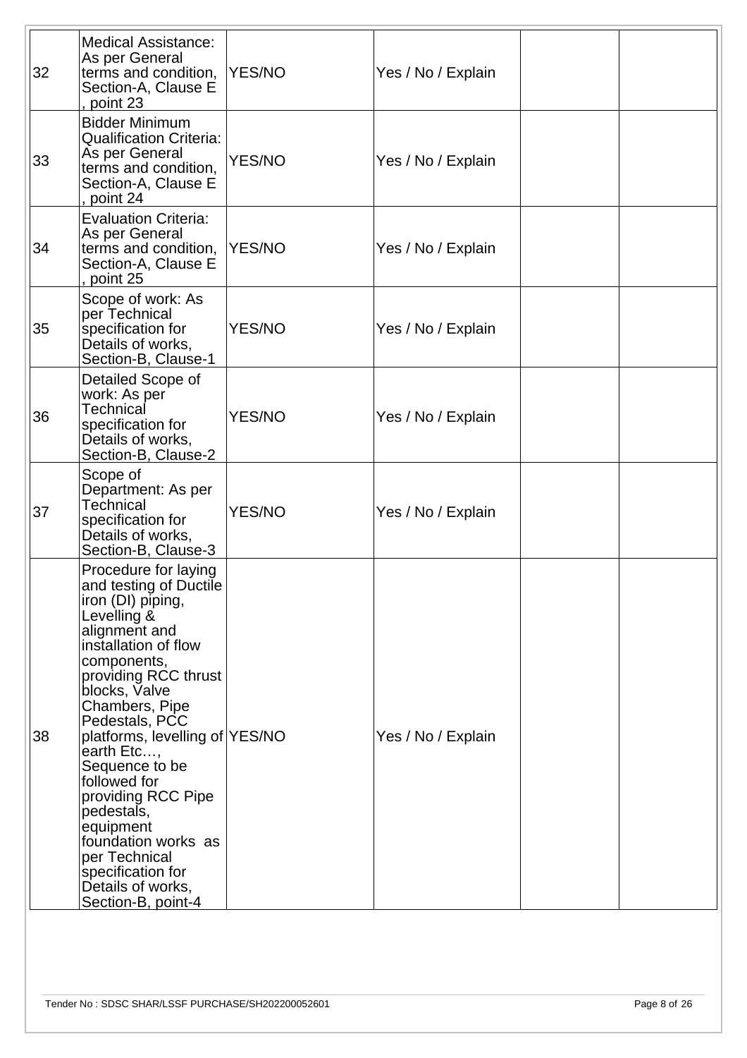| 32 | Medical Assistance: As per General terms and condition, Section-A, Clause E , point 23 | YES/NO | Yes / No / Explain | | |
|---|---|---|---|---|---|
| 33 | Bidder Minimum Qualification Criteria: As per General terms and condition, Section-A, Clause E , point 24 | YES/NO | Yes / No / Explain | | |
| 34 | Evaluation Criteria: As per General terms and condition, Section-A, Clause E , point 25 | YES/NO | Yes / No / Explain | | |
| 35 | Scope of work: As per Technical specification for Details of works, Section-B, Clause-1 | YES/NO | Yes / No / Explain | | |
| 36 | Detailed Scope of work: As per Technical specification for Details of works, Section-B, Clause-2 | YES/NO | Yes / No / Explain | | |
| 37 | Scope of Department: As per Technical specification for Details of works, Section-B, Clause-3 | YES/NO | Yes / No / Explain | | |
| 38 | Procedure for laying and testing of Ductile iron (DI) piping, Levelling & alignment and installation of flow components, providing RCC thrust blocks, Valve Chambers, Pipe Pedestals, PCC platforms, levelling of earth Etc…, Sequence to be followed for providing RCC Pipe pedestals, equipment foundation works as per Technical specification for Details of works, Section-B, point-4 | YES/NO | Yes / No / Explain | | |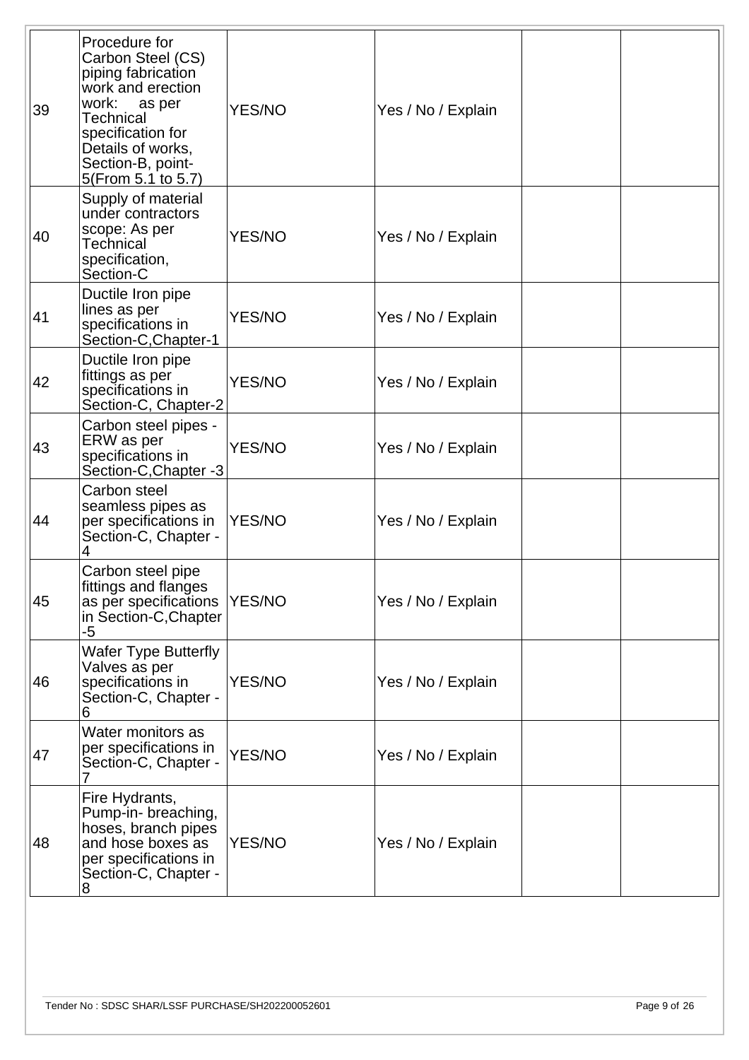| | | | | | |
|---|---|---|---|---|---|
| 39 | Procedure for Carbon Steel (CS) piping fabrication work and erection work: as per Technical specification for Details of works, Section-B, point-5(From 5.1 to 5.7) | YES/NO | Yes / No / Explain | | |
| 40 | Supply of material under contractors scope: As per Technical specification, Section-C | YES/NO | Yes / No / Explain | | |
| 41 | Ductile Iron pipe lines as per specifications in Section-C,Chapter-1 | YES/NO | Yes / No / Explain | | |
| 42 | Ductile Iron pipe fittings as per specifications in Section-C, Chapter-2 | YES/NO | Yes / No / Explain | | |
| 43 | Carbon steel pipes - ERW as per specifications in Section-C,Chapter -3 | YES/NO | Yes / No / Explain | | |
| 44 | Carbon steel seamless pipes as per specifications in Section-C, Chapter - 4 | YES/NO | Yes / No / Explain | | |
| 45 | Carbon steel pipe fittings and flanges as per specifications in Section-C,Chapter -5 | YES/NO | Yes / No / Explain | | |
| 46 | Wafer Type Butterfly Valves as per specifications in Section-C, Chapter - 6 | YES/NO | Yes / No / Explain | | |
| 47 | Water monitors as per specifications in Section-C, Chapter - 7 | YES/NO | Yes / No / Explain | | |
| 48 | Fire Hydrants, Pump-in- breaching, hoses, branch pipes and hose boxes as per specifications in Section-C, Chapter - 8 | YES/NO | Yes / No / Explain | | |

Tender No : SDSC SHAR/LSSF PURCHASE/SH202200052601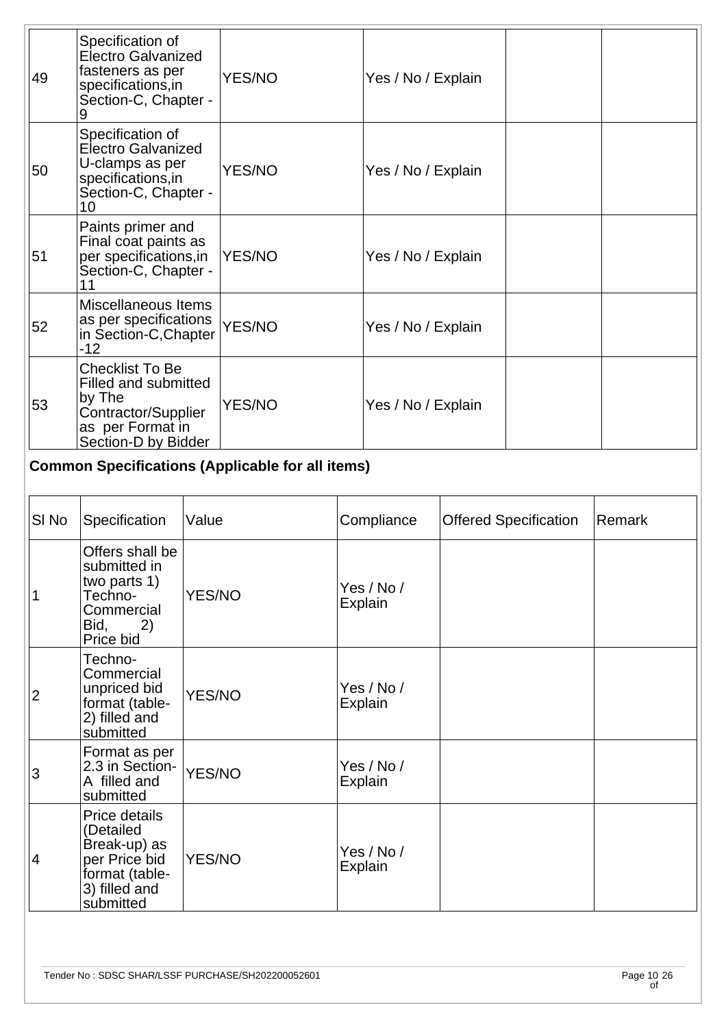| 49 | Specification of Electro Galvanized fasteners as per specifications,in Section-C, Chapter - 9 | YES/NO | Yes / No / Explain | | |
|---|---|---|---|---|---|
| 50 | Specification of Electro Galvanized U-clamps as per specifications,in Section-C, Chapter - 10 | YES/NO | Yes / No / Explain | | |
| 51 | Paints primer and Final coat paints as per specifications,in Section-C, Chapter - 11 | YES/NO | Yes / No / Explain | | |
| 52 | Miscellaneous Items as per specifications in Section-C,Chapter -12 | YES/NO | Yes / No / Explain | | |
| 53 | Checklist To Be Filled and submitted by The Contractor/Supplier as per Format in Section-D by Bidder | YES/NO | Yes / No / Explain | | |

**Common Specifications (Applicable for all items)**

| Sl No | Specification | Value | Compliance | Offered Specification | Remark |
|---|---|---|---|---|---|
| 1 | Offers shall be submitted in two parts 1) Techno-Commercial Bid, 2) Price bid | YES/NO | Yes / No / Explain | | |
| 2 | Techno-Commercial unpriced bid format (table-2) filled and submitted | YES/NO | Yes / No / Explain | | |
| 3 | Format as per 2.3 in Section-A filled and submitted | YES/NO | Yes / No / Explain | | |
| 4 | Price details (Detailed Break-up) as per Price bid format (table-3) filled and submitted | YES/NO | Yes / No / Explain | | |

Tender No : SDSC SHAR/LSSF PURCHASE/SH202200052601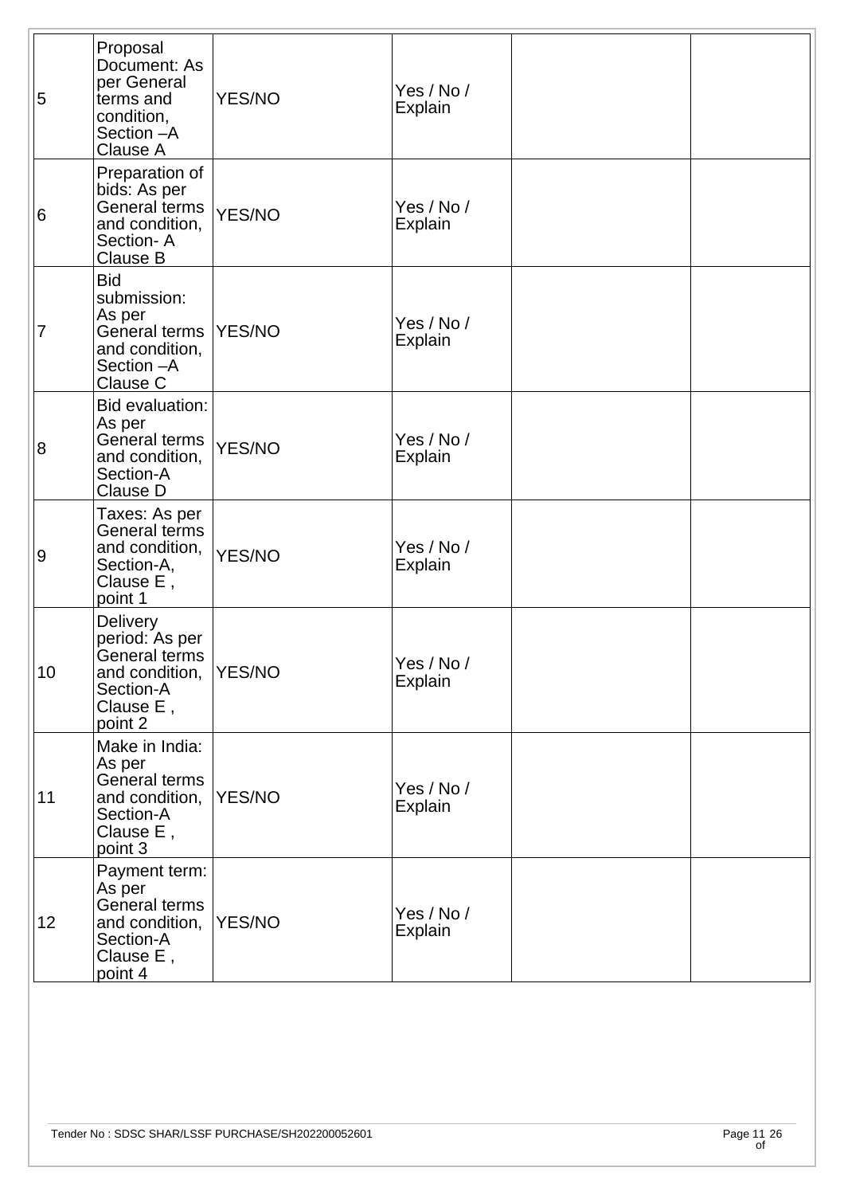| | | | | | |
|---|---|---|---|---|---|
| 5 | Proposal Document: As per General terms and condition, Section –A Clause A | YES/NO | Yes / No / Explain | | |
| 6 | Preparation of bids: As per General terms and condition, Section- A Clause B | YES/NO | Yes / No / Explain | | |
| 7 | Bid submission: As per General terms and condition, Section –A Clause C | YES/NO | Yes / No / Explain | | |
| 8 | Bid evaluation: As per General terms and condition, Section-A Clause D | YES/NO | Yes / No / Explain | | |
| 9 | Taxes: As per General terms and condition, Section-A, Clause E , point 1 | YES/NO | Yes / No / Explain | | |
| 10 | Delivery period: As per General terms and condition, Section-A Clause E , point 2 | YES/NO | Yes / No / Explain | | |
| 11 | Make in India: As per General terms and condition, Section-A Clause E , point 3 | YES/NO | Yes / No / Explain | | |
| 12 | Payment term: As per General terms and condition, Section-A Clause E , point 4 | YES/NO | Yes / No / Explain | | |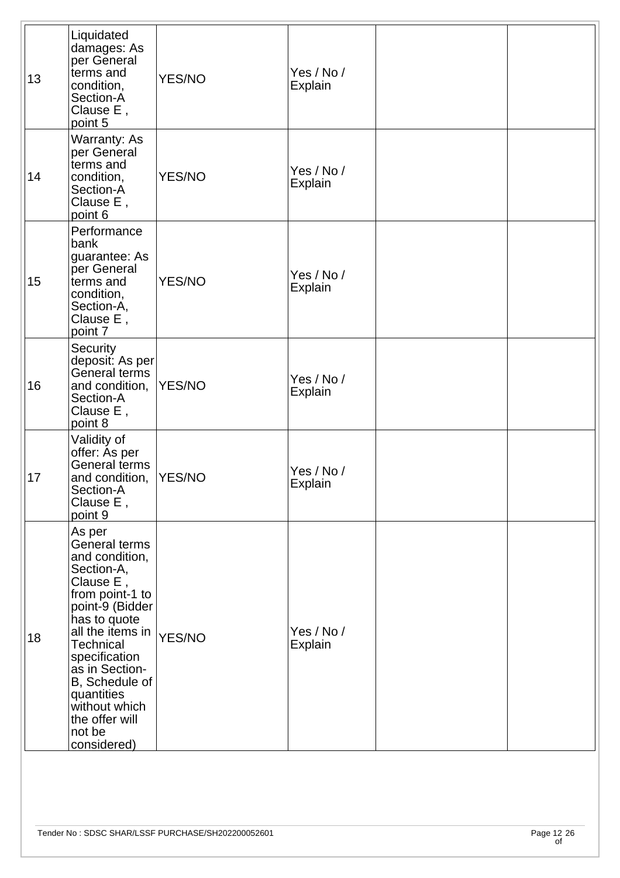| 13 | Liquidated damages: As per General terms and condition, Section-A Clause E , point 5 | YES/NO | Yes / No / Explain | | |
|---|---|---|---|---|---|
| 14 | Warranty: As per General terms and condition, Section-A Clause E , point 6 | YES/NO | Yes / No / Explain | | |
| 15 | Performance bank guarantee: As per General terms and condition, Section-A, Clause E , point 7 | YES/NO | Yes / No / Explain | | |
| 16 | Security deposit: As per General terms and condition, Section-A Clause E , point 8 | YES/NO | Yes / No / Explain | | |
| 17 | Validity of offer: As per General terms and condition, Section-A Clause E , point 9 | YES/NO | Yes / No / Explain | | |
| 18 | As per General terms and condition, Section-A, Clause E , from point-1 to point-9 (Bidder has to quote all the items in Technical specification as in Section-B, Schedule of quantities without which the offer will not be considered) | YES/NO | Yes / No / Explain | | |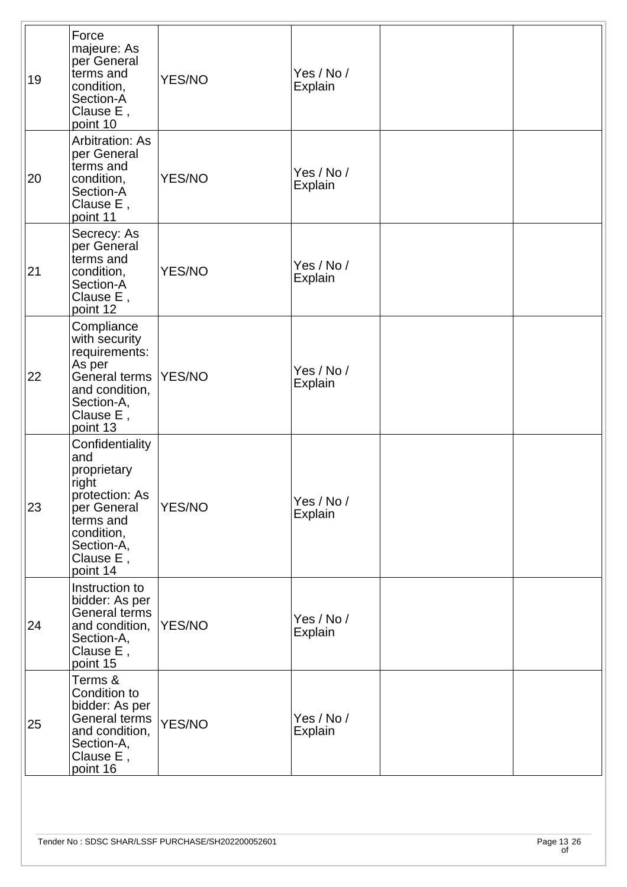| | | | | | |
|---|---|---|---|---|---|
| 19 | Force majeure: As per General terms and condition, Section-A Clause E , point 10 | YES/NO | Yes / No / Explain | | |
| 20 | Arbitration: As per General terms and condition, Section-A Clause E , point 11 | YES/NO | Yes / No / Explain | | |
| 21 | Secrecy: As per General terms and condition, Section-A Clause E , point 12 | YES/NO | Yes / No / Explain | | |
| 22 | Compliance with security requirements: As per General terms and condition, Section-A, Clause E , point 13 | YES/NO | Yes / No / Explain | | |
| 23 | Confidentiality and proprietary right protection: As per General terms and condition, Section-A, Clause E , point 14 | YES/NO | Yes / No / Explain | | |
| 24 | Instruction to bidder: As per General terms and condition, Section-A, Clause E , point 15 | YES/NO | Yes / No / Explain | | |
| 25 | Terms & Condition to bidder: As per General terms and condition, Section-A, Clause E , point 16 | YES/NO | Yes / No / Explain | | |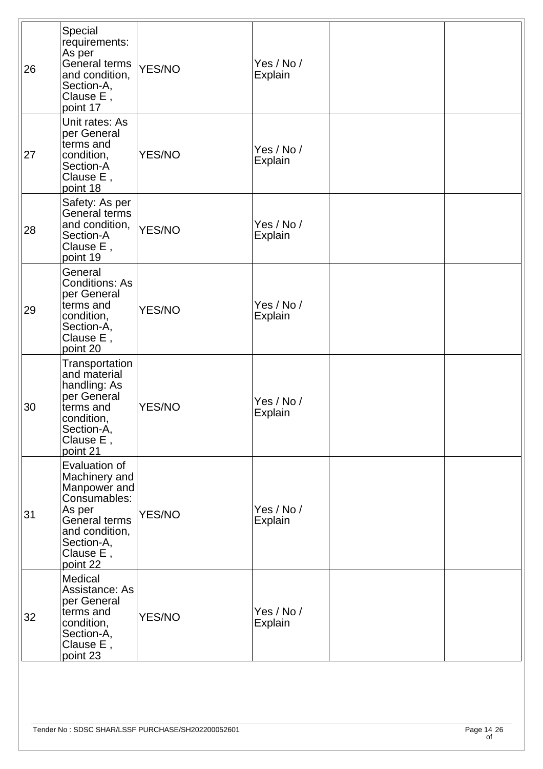| | | | | | |
|---|---|---|---|---|---|
| 26 | Special requirements: As per General terms and condition, Section-A, Clause E , point 17 | YES/NO | Yes / No / Explain | | |
| 27 | Unit rates: As per General terms and condition, Section-A Clause E , point 18 | YES/NO | Yes / No / Explain | | |
| 28 | Safety: As per General terms and condition, Section-A Clause E , point 19 | YES/NO | Yes / No / Explain | | |
| 29 | General Conditions: As per General terms and condition, Section-A, Clause E , point 20 | YES/NO | Yes / No / Explain | | |
| 30 | Transportation and material handling: As per General terms and condition, Section-A, Clause E , point 21 | YES/NO | Yes / No / Explain | | |
| 31 | Evaluation of Machinery and Manpower and Consumables: As per General terms and condition, Section-A, Clause E , point 22 | YES/NO | Yes / No / Explain | | |
| 32 | Medical Assistance: As per General terms and condition, Section-A, Clause E , point 23 | YES/NO | Yes / No / Explain | | |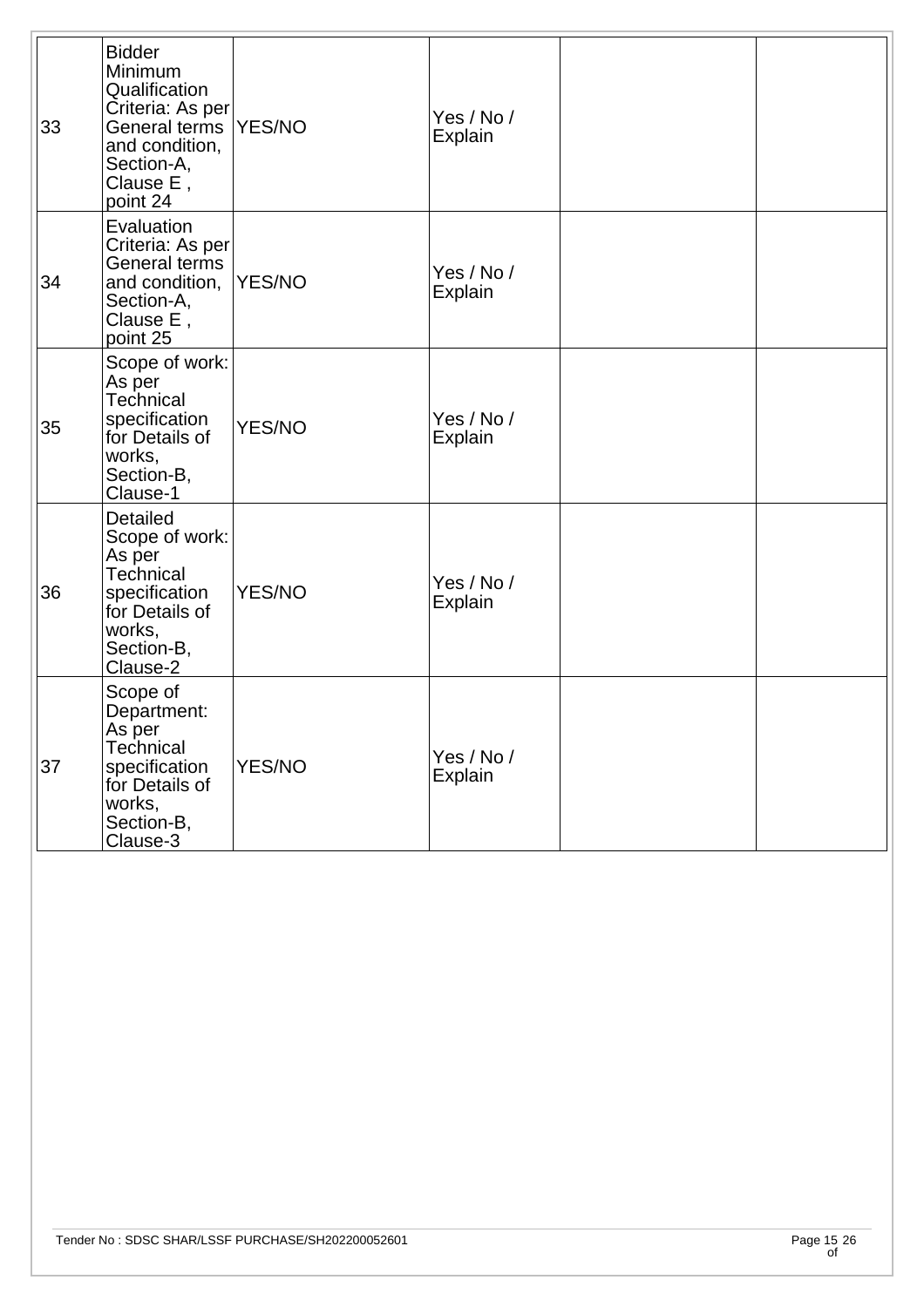| 33 | Bidder Minimum Qualification Criteria: As per General terms and condition, Section-A, Clause E , point 24 | YES/NO | Yes / No / Explain | | |
|---|---|---|---|---|---|
| 34 | Evaluation Criteria: As per General terms and condition, Section-A, Clause E , point 25 | YES/NO | Yes / No / Explain | | |
| 35 | Scope of work: As per Technical specification for Details of works, Section-B, Clause-1 | YES/NO | Yes / No / Explain | | |
| 36 | Detailed Scope of work: As per Technical specification for Details of works, Section-B, Clause-2 | YES/NO | Yes / No / Explain | | |
| 37 | Scope of Department: As per Technical specification for Details of works, Section-B, Clause-3 | YES/NO | Yes / No / Explain | | |

Tender No : SDSC SHAR/LSSF PURCHASE/SH202200052601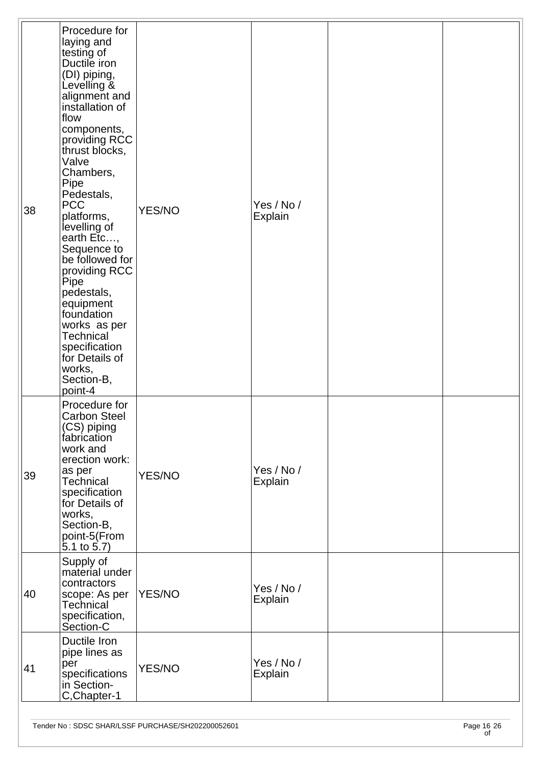| | | | | | |
|---|---|---|---|---|---|
| 38 | Procedure for laying and testing of Ductile iron (DI) piping, Levelling & alignment and installation of flow components, providing RCC thrust blocks, Valve Chambers, Pipe Pedestals, PCC platforms, levelling of earth Etc…, Sequence to be followed for providing RCC Pipe pedestals, equipment foundation works as per Technical specification for Details of works, Section-B, point-4 | YES/NO | Yes / No / Explain | | |
| 39 | Procedure for Carbon Steel (CS) piping fabrication work and erection work: as per Technical specification for Details of works, Section-B, point-5(From 5.1 to 5.7) | YES/NO | Yes / No / Explain | | |
| 40 | Supply of material under contractors scope: As per Technical specification, Section-C | YES/NO | Yes / No / Explain | | |
| 41 | Ductile Iron pipe lines as per specifications in Section-C,Chapter-1 | YES/NO | Yes / No / Explain | | |

Tender No : SDSC SHAR/LSSF PURCHASE/SH202200052601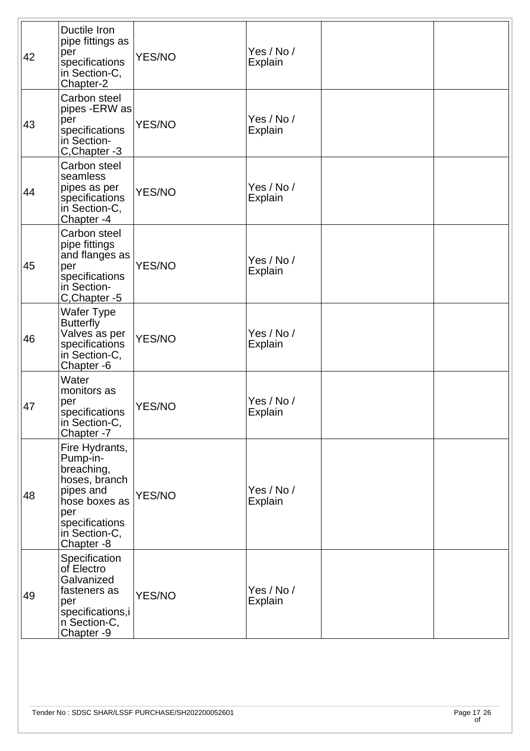| | | | | | |
|---|---|---|---|---|---|
| 42 | Ductile Iron pipe fittings as per specifications in Section-C, Chapter-2 | YES/NO | Yes / No / Explain | | |
| 43 | Carbon steel pipes -ERW as per specifications in Section-C,Chapter -3 | YES/NO | Yes / No / Explain | | |
| 44 | Carbon steel seamless pipes as per specifications in Section-C, Chapter -4 | YES/NO | Yes / No / Explain | | |
| 45 | Carbon steel pipe fittings and flanges as per specifications in Section-C,Chapter -5 | YES/NO | Yes / No / Explain | | |
| 46 | Wafer Type Butterfly Valves as per specifications in Section-C, Chapter -6 | YES/NO | Yes / No / Explain | | |
| 47 | Water monitors as per specifications in Section-C, Chapter -7 | YES/NO | Yes / No / Explain | | |
| 48 | Fire Hydrants, Pump-in-breaching, hoses, branch pipes and hose boxes as per specifications in Section-C, Chapter -8 | YES/NO | Yes / No / Explain | | |
| 49 | Specification of Electro Galvanized fasteners as per specifications,in Section-C, Chapter -9 | YES/NO | Yes / No / Explain | | |

Tender No : SDSC SHAR/LSSF PURCHASE/SH202200052601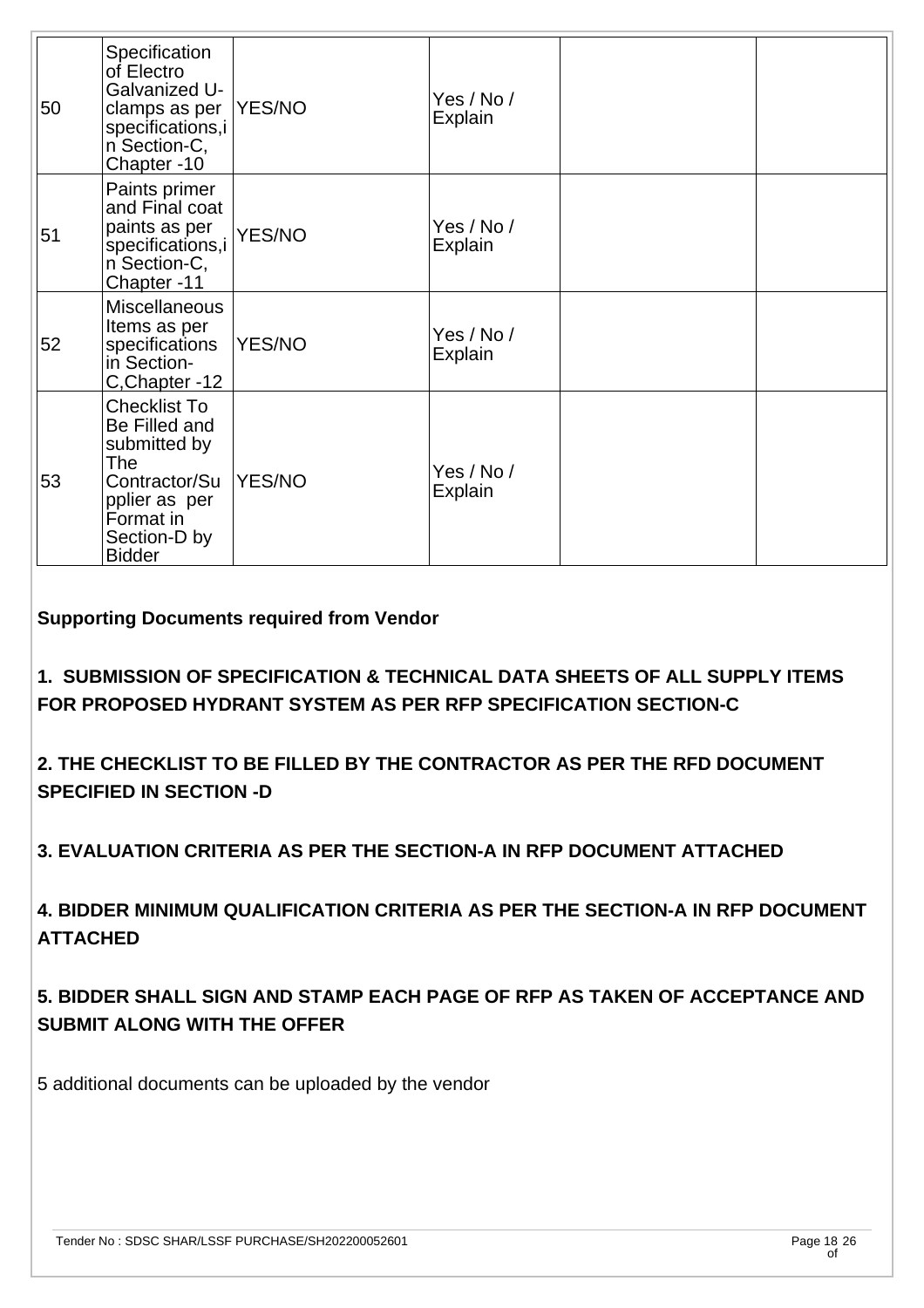| | | | | | |
|---|---|---|---|---|---|
| 50 | Specification of Electro Galvanized U-clamps as per specifications,in Section-C, Chapter -10 | YES/NO | Yes / No / Explain | | |
| 51 | Paints primer and Final coat paints as per specifications,in Section-C, Chapter -11 | YES/NO | Yes / No / Explain | | |
| 52 | Miscellaneous Items as per specifications in Section-C,Chapter -12 | YES/NO | Yes / No / Explain | | |
| 53 | Checklist To Be Filled and submitted by The Contractor/Supplier as per Format in Section-D by Bidder | YES/NO | Yes / No / Explain | | |

**Supporting Documents required from Vendor**

**1. SUBMISSION OF SPECIFICATION & TECHNICAL DATA SHEETS OF ALL SUPPLY ITEMS FOR PROPOSED HYDRANT SYSTEM AS PER RFP SPECIFICATION SECTION-C**

**2. THE CHECKLIST TO BE FILLED BY THE CONTRACTOR AS PER THE RFD DOCUMENT SPECIFIED IN SECTION -D**

**3. EVALUATION CRITERIA AS PER THE SECTION-A IN RFP DOCUMENT ATTACHED**

**4. BIDDER MINIMUM QUALIFICATION CRITERIA AS PER THE SECTION-A IN RFP DOCUMENT ATTACHED**

**5. BIDDER SHALL SIGN AND STAMP EACH PAGE OF RFP AS TAKEN OF ACCEPTANCE AND SUBMIT ALONG WITH THE OFFER**

5 additional documents can be uploaded by the vendor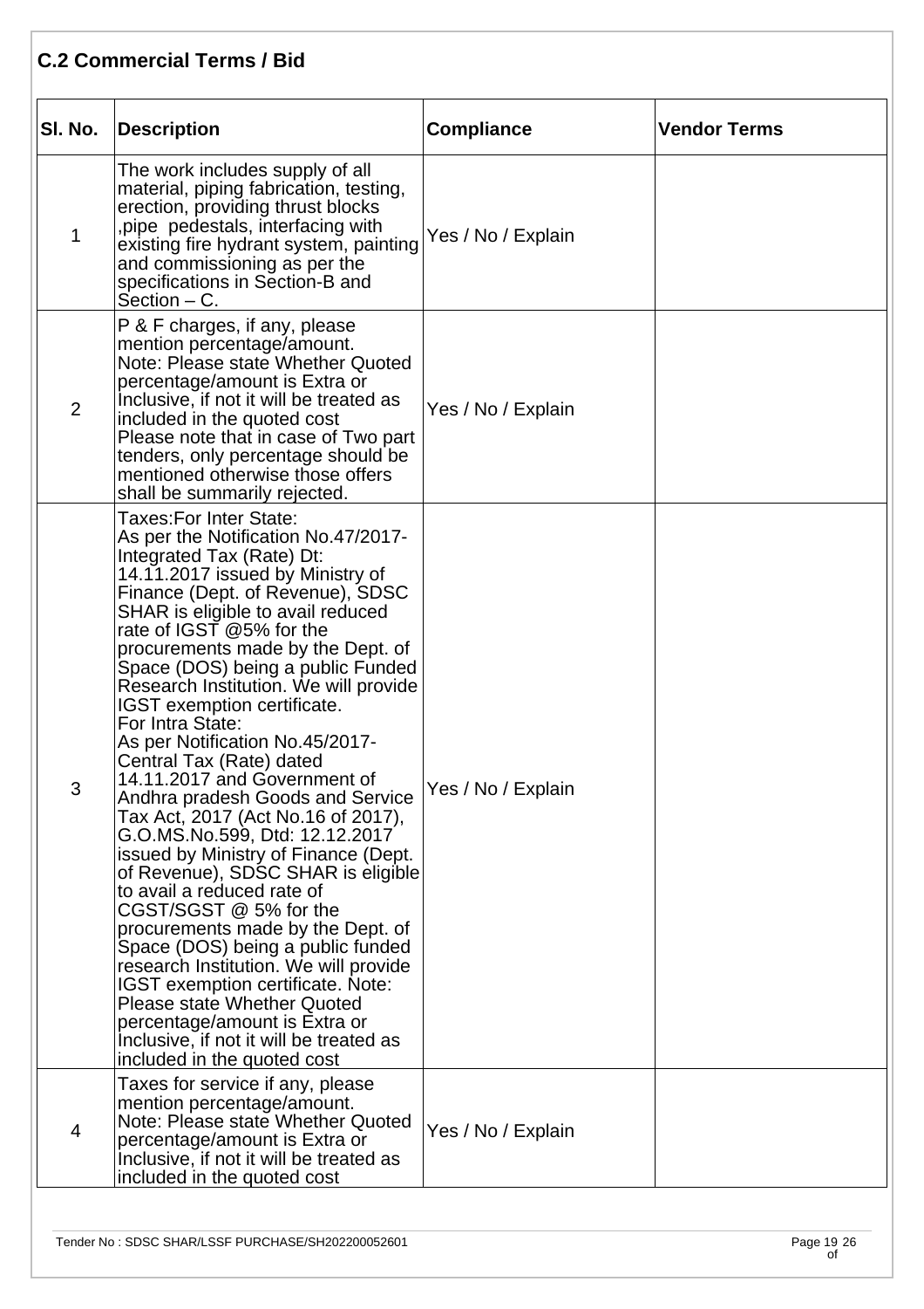## C.2 Commercial Terms / Bid

| Sl. No. | Description | Compliance | Vendor Terms |
|---|---|---|---|
| 1 | The work includes supply of all material, piping fabrication, testing, erection, providing thrust blocks ,pipe pedestals, interfacing with existing fire hydrant system, painting and commissioning as per the specifications in Section-B and Section – C. | Yes / No / Explain | |
| 2 | P & F charges, if any, please mention percentage/amount.<br>Note: Please state Whether Quoted percentage/amount is Extra or Inclusive, if not it will be treated as included in the quoted cost<br>Please note that in case of Two part tenders, only percentage should be mentioned otherwise those offers shall be summarily rejected. | Yes / No / Explain | |
| 3 | Taxes:For Inter State:<br>As per the Notification No.47/2017-Integrated Tax (Rate) Dt: 14.11.2017 issued by Ministry of Finance (Dept. of Revenue), SDSC SHAR is eligible to avail reduced rate of IGST @5% for the procurements made by the Dept. of Space (DOS) being a public Funded Research Institution. We will provide IGST exemption certificate.<br>For Intra State:<br>As per Notification No.45/2017-Central Tax (Rate) dated 14.11.2017 and Government of Andhra pradesh Goods and Service Tax Act, 2017 (Act No.16 of 2017), G.O.MS.No.599, Dtd: 12.12.2017 issued by Ministry of Finance (Dept. of Revenue), SDSC SHAR is eligible to avail a reduced rate of CGST/SGST @ 5% for the procurements made by the Dept. of Space (DOS) being a public funded research Institution. We will provide IGST exemption certificate. Note: Please state Whether Quoted percentage/amount is Extra or Inclusive, if not it will be treated as included in the quoted cost | Yes / No / Explain | |
| 4 | Taxes for service if any, please mention percentage/amount.<br>Note: Please state Whether Quoted percentage/amount is Extra or Inclusive, if not it will be treated as included in the quoted cost | Yes / No / Explain | |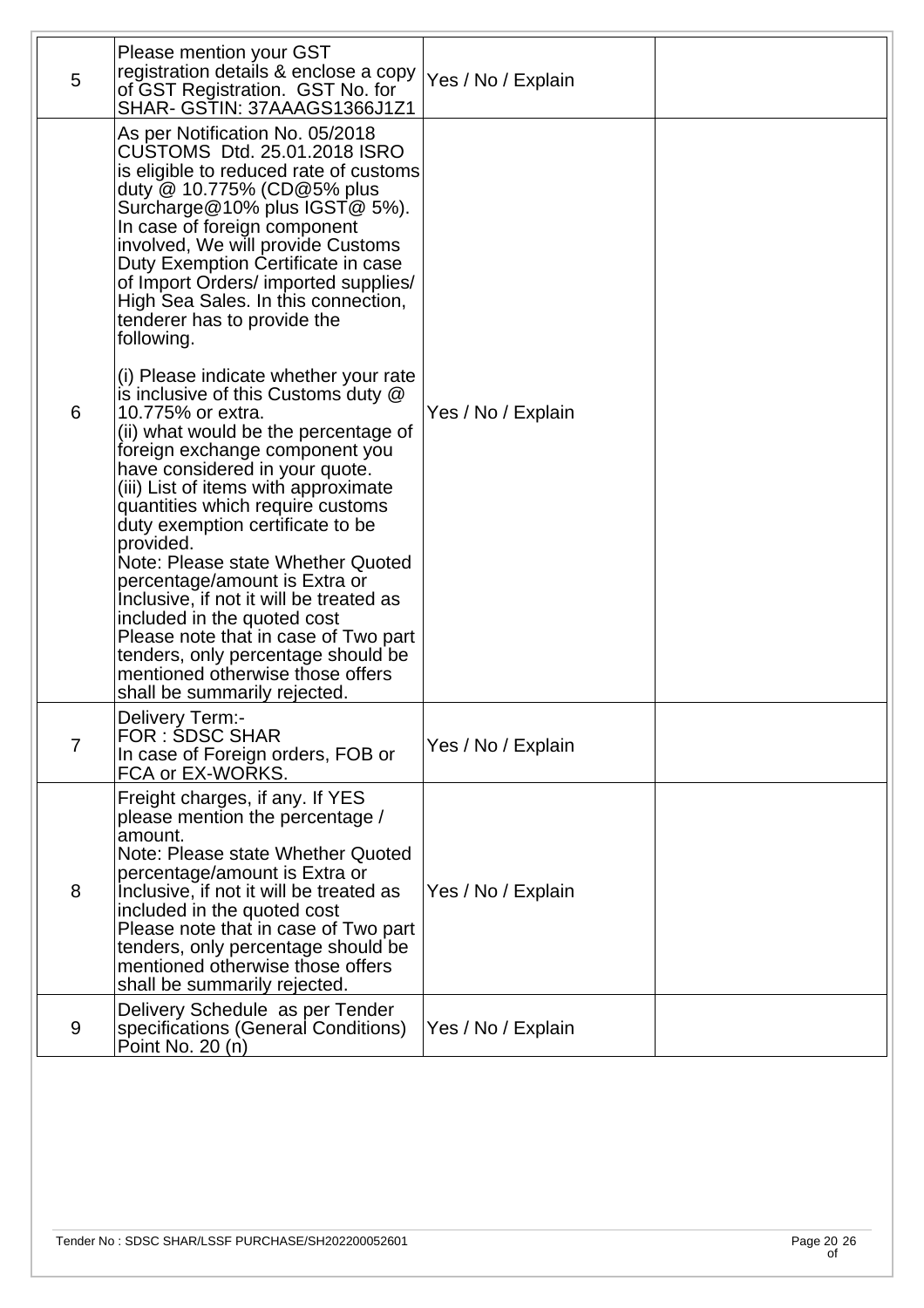| | | | |
|---|---|---|---|
| 5 | Please mention your GST registration details & enclose a copy of GST Registration. GST No. for SHAR- GSTIN: 37AAAGS1366J1Z1 | Yes / No / Explain | |
| 6 | As per Notification No. 05/2018 CUSTOMS Dtd. 25.01.2018 ISRO is eligible to reduced rate of customs duty @ 10.775% (CD@5% plus Surcharge@10% plus IGST@ 5%). In case of foreign component involved, We will provide Customs Duty Exemption Certificate in case of Import Orders/ imported supplies/ High Sea Sales. In this connection, tenderer has to provide the following.<br><br>(i) Please indicate whether your rate is inclusive of this Customs duty @ 10.775% or extra.<br>(ii) what would be the percentage of foreign exchange component you have considered in your quote.<br>(iii) List of items with approximate quantities which require customs duty exemption certificate to be provided.<br>Note: Please state Whether Quoted percentage/amount is Extra or Inclusive, if not it will be treated as included in the quoted cost<br>Please note that in case of Two part tenders, only percentage should be mentioned otherwise those offers shall be summarily rejected. | Yes / No / Explain | |
| 7 | Delivery Term:-<br>FOR : SDSC SHAR<br>In case of Foreign orders, FOB or FCA or EX-WORKS. | Yes / No / Explain | |
| 8 | Freight charges, if any. If YES please mention the percentage / amount.<br>Note: Please state Whether Quoted percentage/amount is Extra or Inclusive, if not it will be treated as included in the quoted cost<br>Please note that in case of Two part tenders, only percentage should be mentioned otherwise those offers shall be summarily rejected. | Yes / No / Explain | |
| 9 | Delivery Schedule as per Tender specifications (General Conditions) Point No. 20 (n) | Yes / No / Explain | |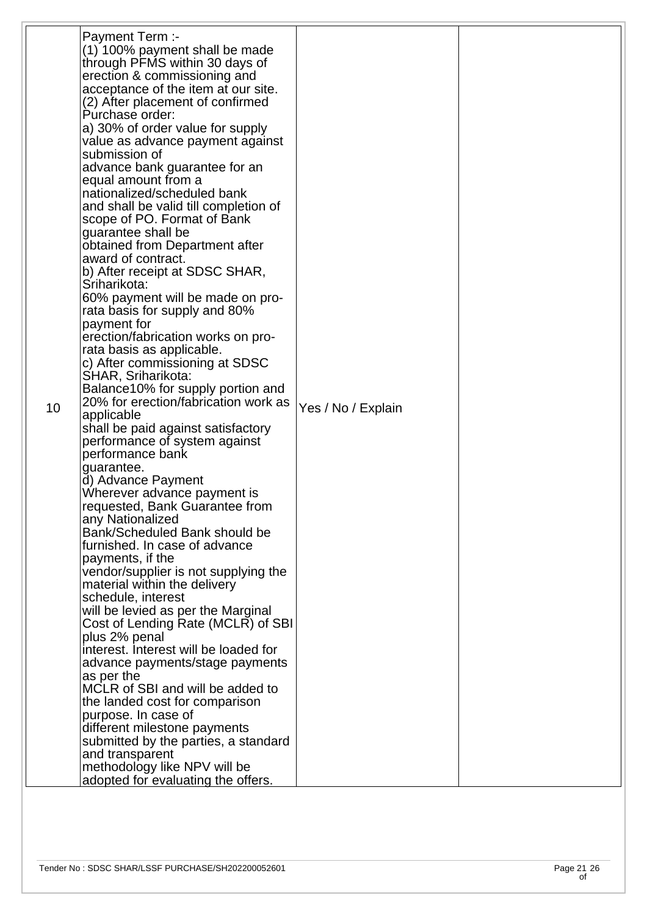| 10 | Payment Term :-<br>(1) 100% payment shall be made through PFMS within 30 days of erection & commissioning and acceptance of the item at our site.<br>(2) After placement of confirmed Purchase order:<br>a) 30% of order value for supply value as advance payment against submission of advance bank guarantee for an equal amount from a nationalized/scheduled bank and shall be valid till completion of scope of PO. Format of Bank guarantee shall be obtained from Department after award of contract.<br>b) After receipt at SDSC SHAR, Sriharikota:<br>60% payment will be made on pro-rata basis for supply and 80% payment for erection/fabrication works on pro-rata basis as applicable.<br>c) After commissioning at SDSC SHAR, Sriharikota:<br>Balance10% for supply portion and 20% for erection/fabrication work as applicable shall be paid against satisfactory performance of system against performance bank guarantee.<br>d) Advance Payment<br>Wherever advance payment is requested, Bank Guarantee from any Nationalized Bank/Scheduled Bank should be furnished. In case of advance payments, if the vendor/supplier is not supplying the material within the delivery schedule, interest will be levied as per the Marginal Cost of Lending Rate (MCLR) of SBI plus 2% penal interest. Interest will be loaded for advance payments/stage payments as per the MCLR of SBI and will be added to the landed cost for comparison purpose. In case of different milestone payments submitted by the parties, a standard and transparent methodology like NPV will be adopted for evaluating the offers. | Yes / No / Explain | |
|---|---|---|---|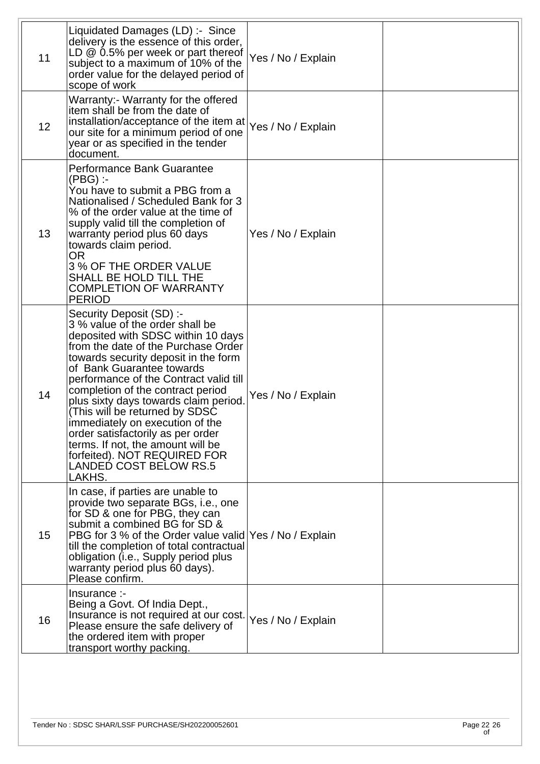| 11 | Liquidated Damages (LD) :- Since delivery is the essence of this order, LD @ 0.5% per week or part thereof subject to a maximum of 10% of the order value for the delayed period of scope of work | Yes / No / Explain | |
|---|---|---|---|
| 12 | Warranty:- Warranty for the offered item shall be from the date of installation/acceptance of the item at our site for a minimum period of one year or as specified in the tender document. | Yes / No / Explain | |
| 13 | Performance Bank Guarantee (PBG) :-<br>You have to submit a PBG from a Nationalised / Scheduled Bank for 3 % of the order value at the time of supply valid till the completion of warranty period plus 60 days towards claim period.<br>OR<br>3 % OF THE ORDER VALUE SHALL BE HOLD TILL THE COMPLETION OF WARRANTY PERIOD | Yes / No / Explain | |
| 14 | Security Deposit (SD) :-<br>3 % value of the order shall be deposited with SDSC within 10 days from the date of the Purchase Order towards security deposit in the form of Bank Guarantee towards performance of the Contract valid till completion of the contract period plus sixty days towards claim period. (This will be returned by SDSC immediately on execution of the order satisfactorily as per order terms. If not, the amount will be forfeited). NOT REQUIRED FOR LANDED COST BELOW RS.5 LAKHS. | Yes / No / Explain | |
| 15 | In case, if parties are unable to provide two separate BGs, i.e., one for SD & one for PBG, they can submit a combined BG for SD & PBG for 3 % of the Order value valid till the completion of total contractual obligation (i.e., Supply period plus warranty period plus 60 days). Please confirm. | Yes / No / Explain | |
| 16 | Insurance :-<br>Being a Govt. Of India Dept., Insurance is not required at our cost. Please ensure the safe delivery of the ordered item with proper transport worthy packing. | Yes / No / Explain | |

Tender No : SDSC SHAR/LSSF PURCHASE/SH202200052601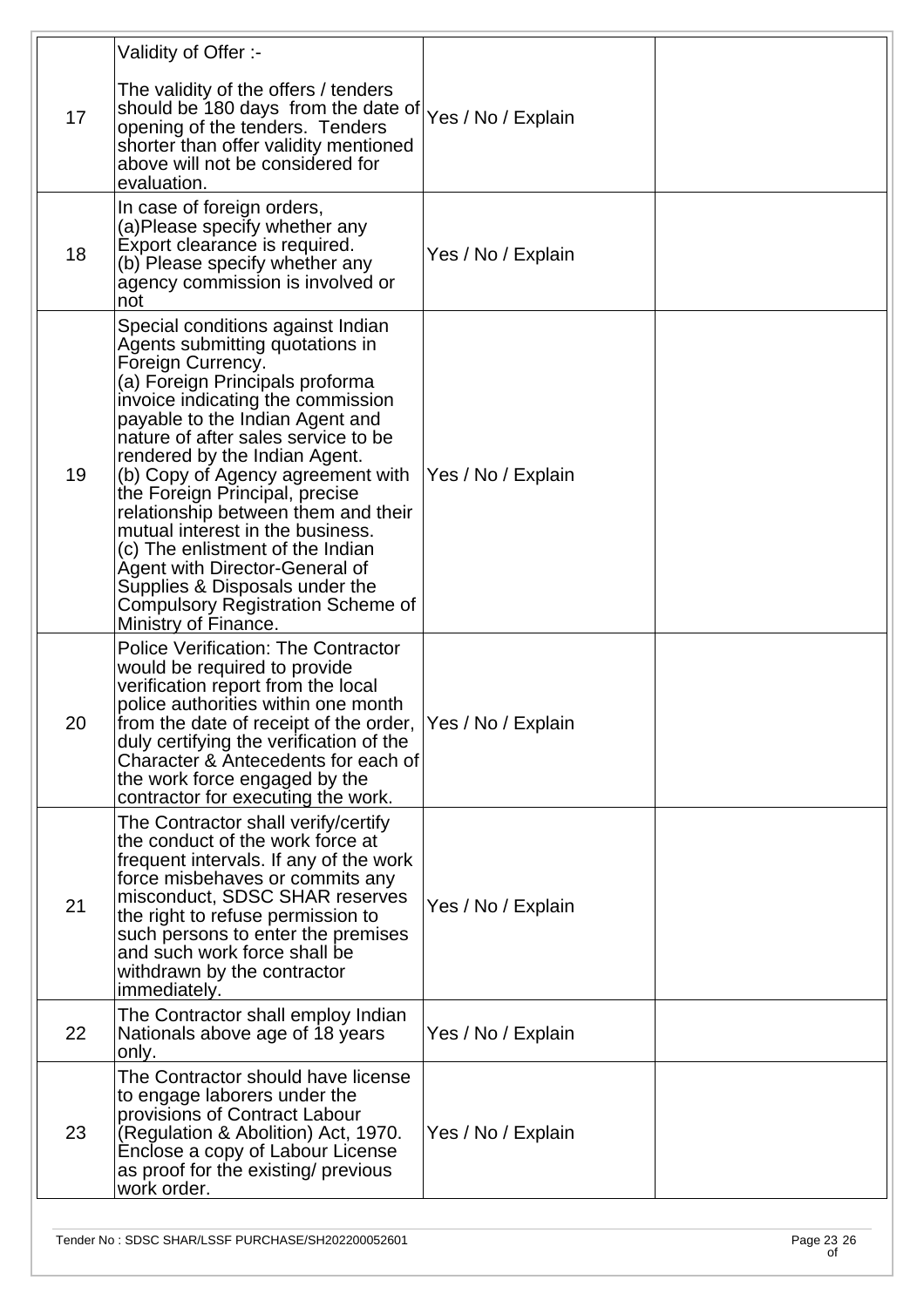| | | | |
|---|---|---|---|
| 17 | Validity of Offer :-<br><br>The validity of the offers / tenders should be 180 days from the date of opening of the tenders. Tenders shorter than offer validity mentioned above will not be considered for evaluation. | Yes / No / Explain | |
| 18 | In case of foreign orders,<br>(a)Please specify whether any Export clearance is required.<br>(b) Please specify whether any agency commission is involved or not | Yes / No / Explain | |
| 19 | Special conditions against Indian Agents submitting quotations in Foreign Currency.<br>(a) Foreign Principals proforma invoice indicating the commission payable to the Indian Agent and nature of after sales service to be rendered by the Indian Agent.<br>(b) Copy of Agency agreement with the Foreign Principal, precise relationship between them and their mutual interest in the business.<br>(c) The enlistment of the Indian Agent with Director-General of Supplies & Disposals under the Compulsory Registration Scheme of Ministry of Finance. | Yes / No / Explain | |
| 20 | Police Verification: The Contractor would be required to provide verification report from the local police authorities within one month from the date of receipt of the order, duly certifying the verification of the Character & Antecedents for each of the work force engaged by the contractor for executing the work. | Yes / No / Explain | |
| 21 | The Contractor shall verify/certify the conduct of the work force at frequent intervals. If any of the work force misbehaves or commits any misconduct, SDSC SHAR reserves the right to refuse permission to such persons to enter the premises and such work force shall be withdrawn by the contractor immediately. | Yes / No / Explain | |
| 22 | The Contractor shall employ Indian Nationals above age of 18 years only. | Yes / No / Explain | |
| 23 | The Contractor should have license to engage laborers under the provisions of Contract Labour (Regulation & Abolition) Act, 1970. Enclose a copy of Labour License as proof for the existing/ previous work order. | Yes / No / Explain | |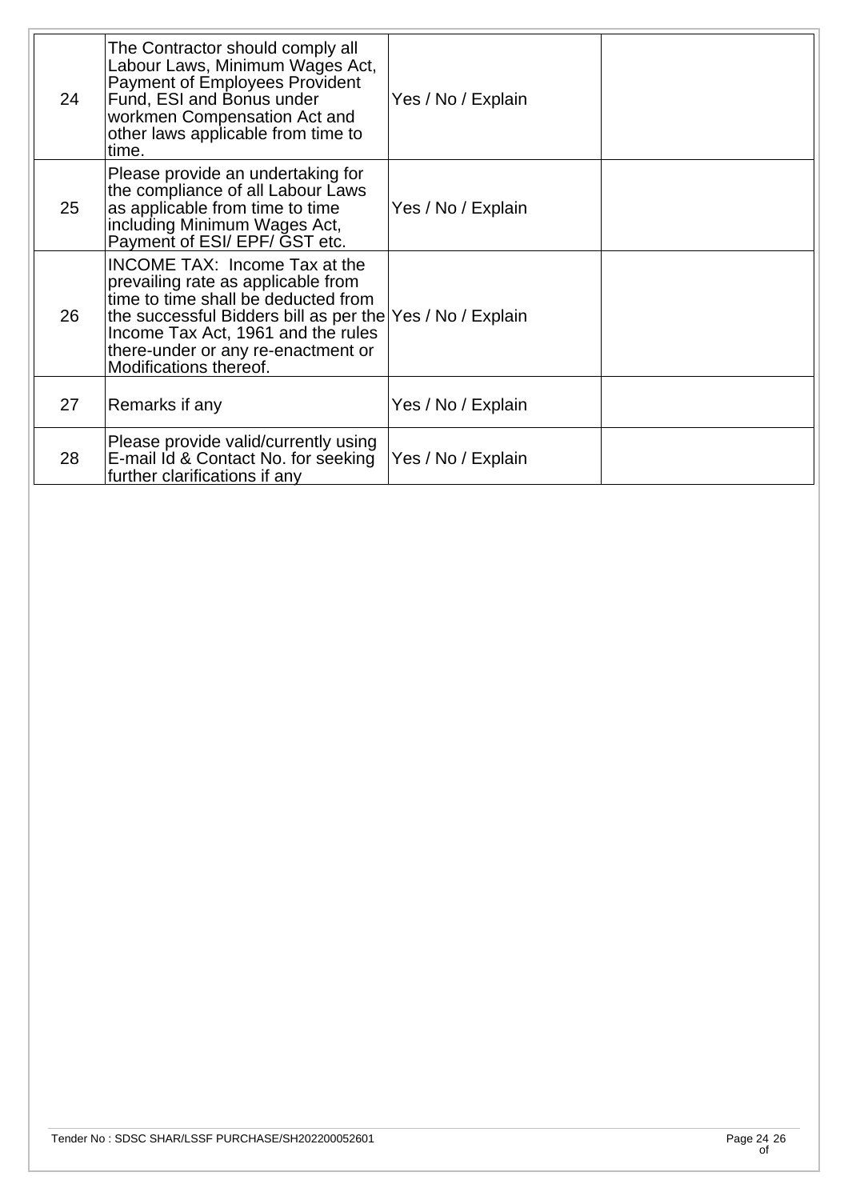| 24 | The Contractor should comply all Labour Laws, Minimum Wages Act, Payment of Employees Provident Fund, ESI and Bonus under workmen Compensation Act and other laws applicable from time to time. | Yes / No / Explain | |
|---|---|---|---|
| 25 | Please provide an undertaking for the compliance of all Labour Laws as applicable from time to time including Minimum Wages Act, Payment of ESI/ EPF/ GST etc. | Yes / No / Explain | |
| 26 | INCOME TAX: Income Tax at the prevailing rate as applicable from time to time shall be deducted from the successful Bidders bill as per the Income Tax Act, 1961 and the rules there-under or any re-enactment or Modifications thereof. | Yes / No / Explain | |
| 27 | Remarks if any | Yes / No / Explain | |
| 28 | Please provide valid/currently using E-mail Id & Contact No. for seeking further clarifications if any | Yes / No / Explain | |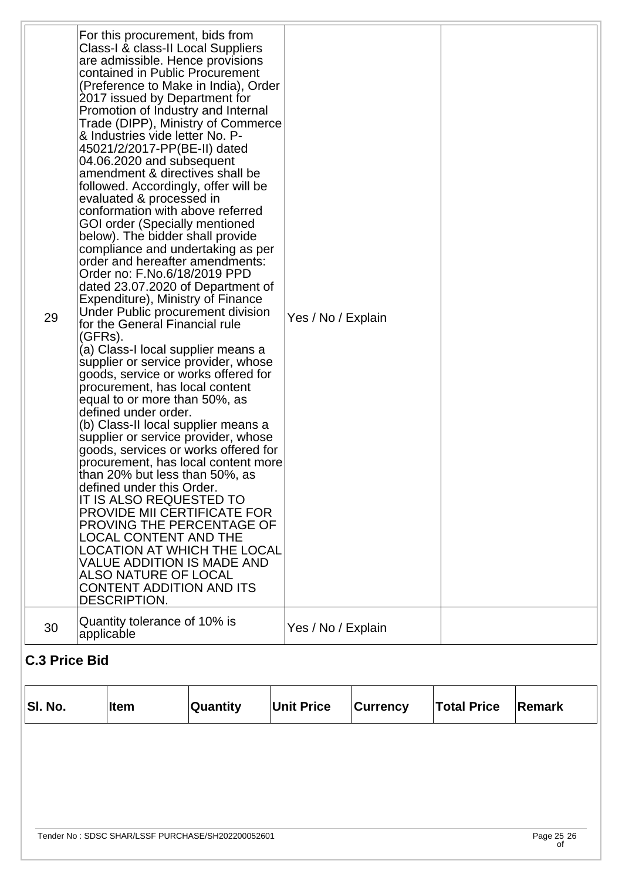| | | | |
|---|---|---|---|
| 29 | For this procurement, bids from Class-I & class-II Local Suppliers are admissible. Hence provisions contained in Public Procurement (Preference to Make in India), Order 2017 issued by Department for Promotion of Industry and Internal Trade (DIPP), Ministry of Commerce & Industries vide letter No. P-45021/2/2017-PP(BE-II) dated 04.06.2020 and subsequent amendment & directives shall be followed. Accordingly, offer will be evaluated & processed in conformation with above referred GOI order (Specially mentioned below). The bidder shall provide compliance and undertaking as per order and hereafter amendments: Order no: F.No.6/18/2019 PPD dated 23.07.2020 of Department of Expenditure), Ministry of Finance Under Public procurement division for the General Financial rule (GFRs).<br>(a) Class-I local supplier means a supplier or service provider, whose goods, service or works offered for procurement, has local content equal to or more than 50%, as defined under order.<br>(b) Class-II local supplier means a supplier or service provider, whose goods, services or works offered for procurement, has local content more than 20% but less than 50%, as defined under this Order.<br>IT IS ALSO REQUESTED TO PROVIDE MII CERTIFICATE FOR PROVING THE PERCENTAGE OF LOCAL CONTENT AND THE LOCATION AT WHICH THE LOCAL VALUE ADDITION IS MADE AND ALSO NATURE OF LOCAL CONTENT ADDITION AND ITS DESCRIPTION. | Yes / No / Explain | |
| 30 | Quantity tolerance of 10% is applicable | Yes / No / Explain | |

## C.3 Price Bid

| Sl. No. | Item | Quantity | Unit Price | Currency | Total Price | Remark |
|---|---|---|---|---|---|---|
| | | | | | | |

Tender No : SDSC SHAR/LSSF PURCHASE/SH202200052601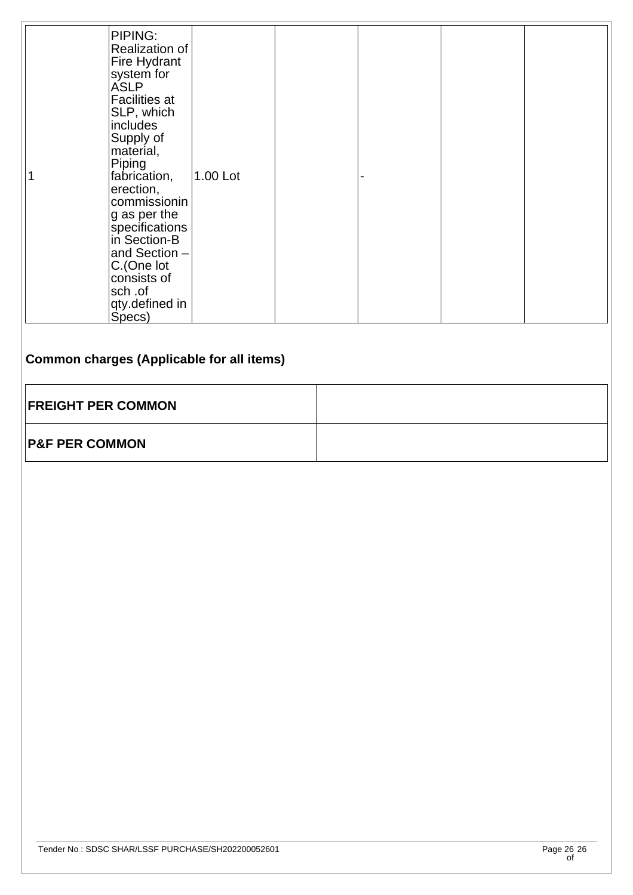| | | | | | | |
|---|---|---|---|---|---|---|
| 1 | PIPING: Realization of Fire Hydrant system for ASLP Facilities at SLP, which includes Supply of material, Piping fabrication, erection, commissioning as per the specifications in Section-B and Section – C.(One lot consists of sch .of qty.defined in Specs) | 1.00 Lot | | - | | |

### Common charges (Applicable for all items)

| | |
|---|---|
| **FREIGHT PER COMMON** | |
| **P&F PER COMMON** | |

Tender No : SDSC SHAR/LSSF PURCHASE/SH202200052601